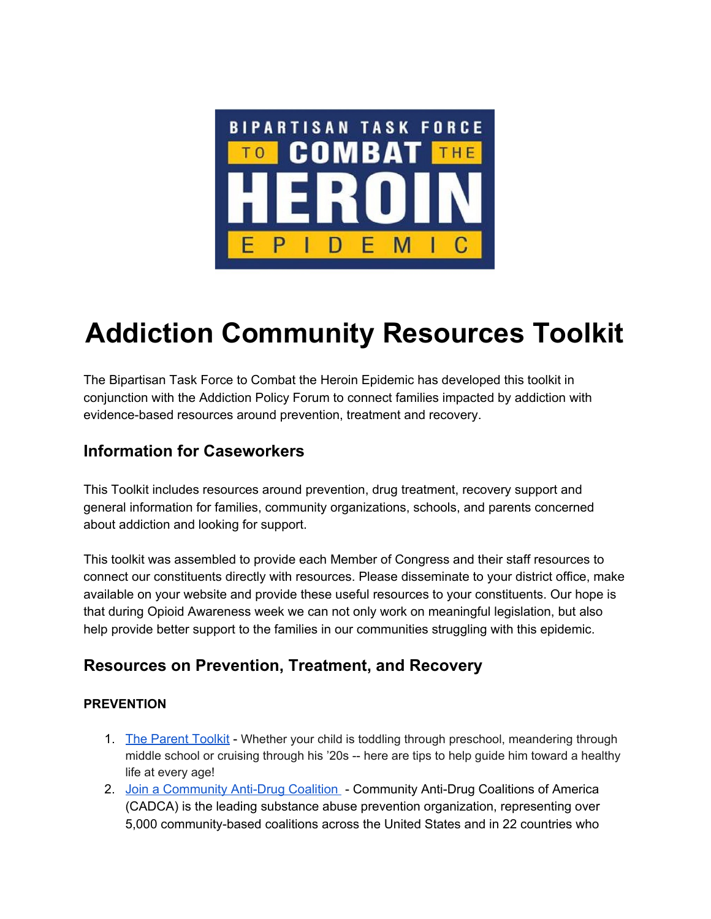BIPARTISAN TASK FORCE TO COMBAT THE HEROIN EPIDEMIC

# Addiction Community Resources Toolkit

The Bipartisan Task Force to Combat the Heroin Epidemic has developed this toolkit in conjunction with the Addiction Policy Forum to connect families impacted by addiction with evidence-based resources around prevention, treatment and recovery.

## Information for Caseworkers

This Toolkit includes resources around prevention, drug treatment, recovery support and general information for families, community organizations, schools, and parents concerned about addiction and looking for support.

This toolkit was assembled to provide each Member of Congress and their staff resources to connect our constituents directly with resources. Please disseminate to your district office, make available on your website and provide these useful resources to your constituents. Our hope is that during Opioid Awareness week we can not only work on meaningful legislation, but also help provide better support to the families in our communities struggling with this epidemic.

## Resources on Prevention, Treatment, and Recovery

**PREVENTION**

1. The Parent Toolkit - Whether your child is toddling through preschool, meandering through middle school or cruising through his '20s -- here are tips to help guide him toward a healthy life at every age!
2. Join a Community Anti-Drug Coalition - Community Anti-Drug Coalitions of America (CADCA) is the leading substance abuse prevention organization, representing over 5,000 community-based coalitions across the United States and in 22 countries who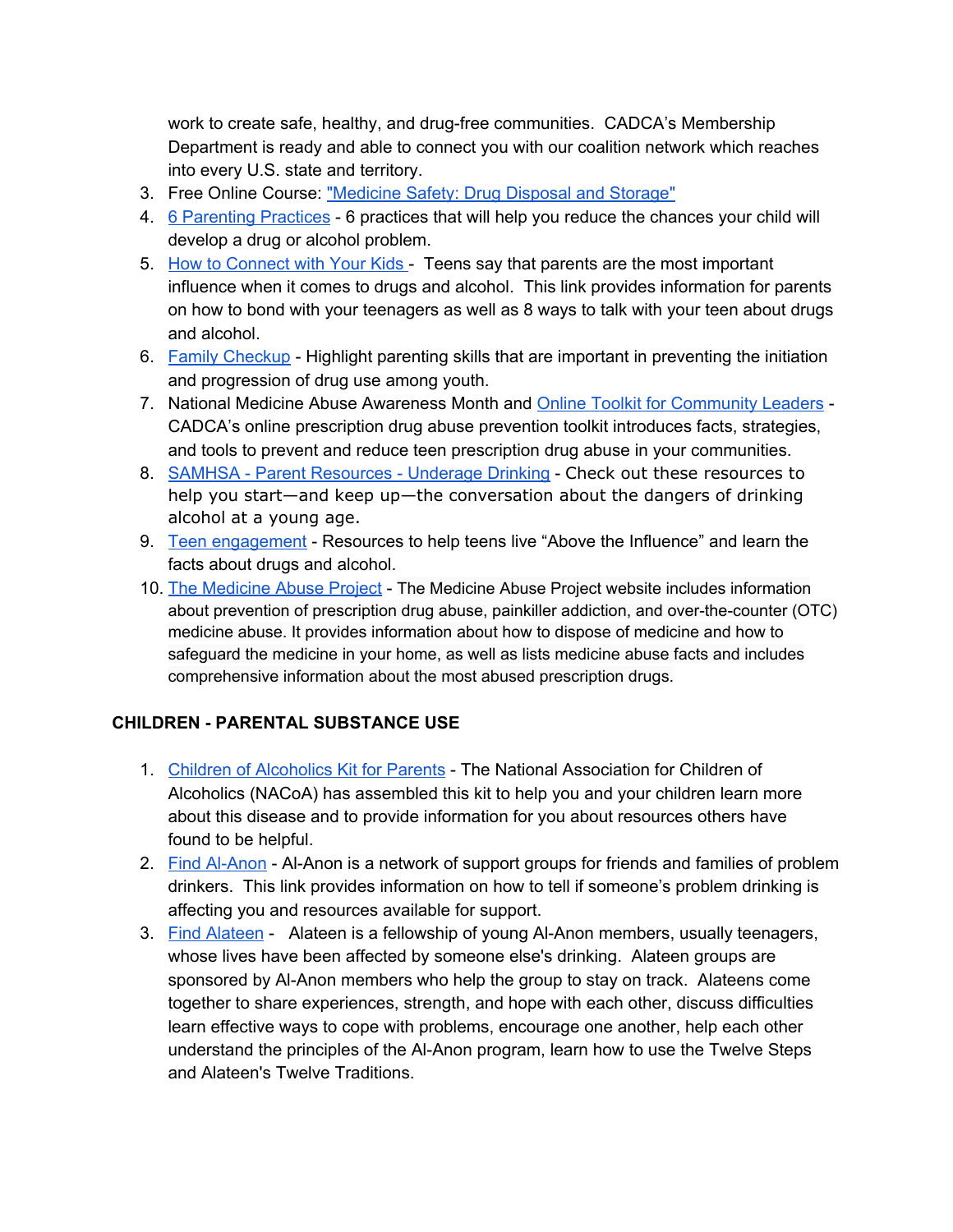work to create safe, healthy, and drug-free communities.  CADCA's Membership Department is ready and able to connect you with our coalition network which reaches into every U.S. state and territory.

3. Free Online Course: "Medicine Safety: Drug Disposal and Storage"
4. 6 Parenting Practices - 6 practices that will help you reduce the chances your child will develop a drug or alcohol problem.
5. How to Connect with Your Kids - Teens say that parents are the most important influence when it comes to drugs and alcohol.  This link provides information for parents on how to bond with your teenagers as well as 8 ways to talk with your teen about drugs and alcohol.
6. Family Checkup - Highlight parenting skills that are important in preventing the initiation and progression of drug use among youth.
7. National Medicine Abuse Awareness Month and Online Toolkit for Community Leaders - CADCA's online prescription drug abuse prevention toolkit introduces facts, strategies, and tools to prevent and reduce teen prescription drug abuse in your communities.
8. SAMHSA - Parent Resources - Underage Drinking - Check out these resources to help you start—and keep up—the conversation about the dangers of drinking alcohol at a young age.
9. Teen engagement - Resources to help teens live "Above the Influence" and learn the facts about drugs and alcohol.
10. The Medicine Abuse Project - The Medicine Abuse Project website includes information about prevention of prescription drug abuse, painkiller addiction, and over-the-counter (OTC) medicine abuse. It provides information about how to dispose of medicine and how to safeguard the medicine in your home, as well as lists medicine abuse facts and includes comprehensive information about the most abused prescription drugs.

**CHILDREN - PARENTAL SUBSTANCE USE**

1. Children of Alcoholics Kit for Parents - The National Association for Children of Alcoholics (NACoA) has assembled this kit to help you and your children learn more about this disease and to provide information for you about resources others have found to be helpful.
2. Find Al-Anon - Al-Anon is a network of support groups for friends and families of problem drinkers.  This link provides information on how to tell if someone's problem drinking is affecting you and resources available for support.
3. Find Alateen - Alateen is a fellowship of young Al-Anon members, usually teenagers, whose lives have been affected by someone else's drinking.  Alateen groups are sponsored by Al-Anon members who help the group to stay on track.  Alateens come together to share experiences, strength, and hope with each other, discuss difficulties learn effective ways to cope with problems, encourage one another, help each other understand the principles of the Al-Anon program, learn how to use the Twelve Steps and Alateen's Twelve Traditions.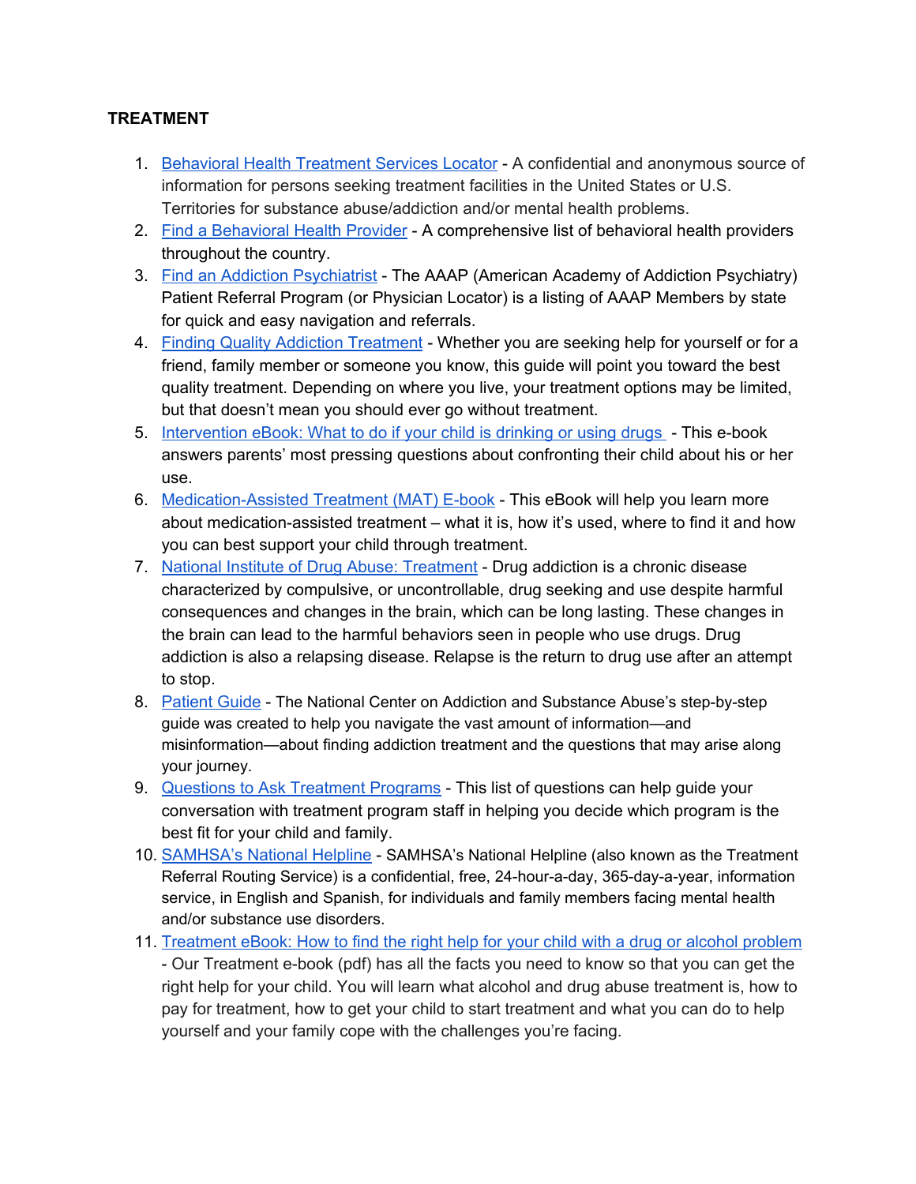**TREATMENT**

1. Behavioral Health Treatment Services Locator - A confidential and anonymous source of information for persons seeking treatment facilities in the United States or U.S. Territories for substance abuse/addiction and/or mental health problems.
2. Find a Behavioral Health Provider - A comprehensive list of behavioral health providers throughout the country.
3. Find an Addiction Psychiatrist - The AAAP (American Academy of Addiction Psychiatry) Patient Referral Program (or Physician Locator) is a listing of AAAP Members by state for quick and easy navigation and referrals.
4. Finding Quality Addiction Treatment - Whether you are seeking help for yourself or for a friend, family member or someone you know, this guide will point you toward the best quality treatment. Depending on where you live, your treatment options may be limited, but that doesn't mean you should ever go without treatment.
5. Intervention eBook: What to do if your child is drinking or using drugs - This e-book answers parents' most pressing questions about confronting their child about his or her use.
6. Medication-Assisted Treatment (MAT) E-book - This eBook will help you learn more about medication-assisted treatment – what it is, how it's used, where to find it and how you can best support your child through treatment.
7. National Institute of Drug Abuse: Treatment - Drug addiction is a chronic disease characterized by compulsive, or uncontrollable, drug seeking and use despite harmful consequences and changes in the brain, which can be long lasting. These changes in the brain can lead to the harmful behaviors seen in people who use drugs. Drug addiction is also a relapsing disease. Relapse is the return to drug use after an attempt to stop.
8. Patient Guide - The National Center on Addiction and Substance Abuse's step-by-step guide was created to help you navigate the vast amount of information—and misinformation—about finding addiction treatment and the questions that may arise along your journey.
9. Questions to Ask Treatment Programs - This list of questions can help guide your conversation with treatment program staff in helping you decide which program is the best fit for your child and family.
10. SAMHSA's National Helpline - SAMHSA's National Helpline (also known as the Treatment Referral Routing Service) is a confidential, free, 24-hour-a-day, 365-day-a-year, information service, in English and Spanish, for individuals and family members facing mental health and/or substance use disorders.
11. Treatment eBook: How to find the right help for your child with a drug or alcohol problem - Our Treatment e-book (pdf) has all the facts you need to know so that you can get the right help for your child. You will learn what alcohol and drug abuse treatment is, how to pay for treatment, how to get your child to start treatment and what you can do to help yourself and your family cope with the challenges you're facing.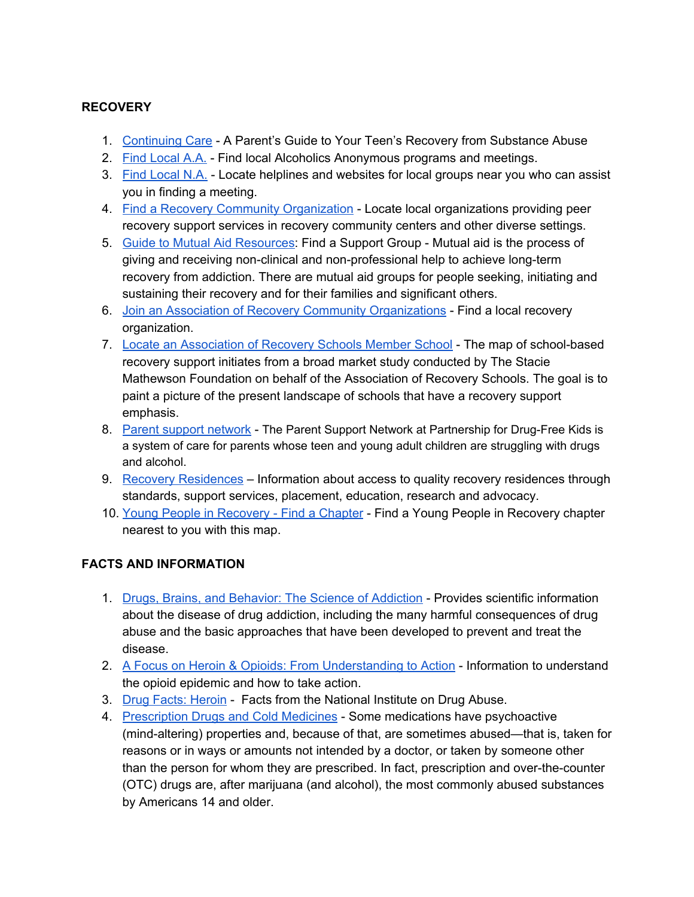**RECOVERY**

1. Continuing Care - A Parent's Guide to Your Teen's Recovery from Substance Abuse
2. Find Local A.A. - Find local Alcoholics Anonymous programs and meetings.
3. Find Local N.A. - Locate helplines and websites for local groups near you who can assist you in finding a meeting.
4. Find a Recovery Community Organization - Locate local organizations providing peer recovery support services in recovery community centers and other diverse settings.
5. Guide to Mutual Aid Resources: Find a Support Group - Mutual aid is the process of giving and receiving non-clinical and non-professional help to achieve long-term recovery from addiction. There are mutual aid groups for people seeking, initiating and sustaining their recovery and for their families and significant others.
6. Join an Association of Recovery Community Organizations - Find a local recovery organization.
7. Locate an Association of Recovery Schools Member School - The map of school-based recovery support initiates from a broad market study conducted by The Stacie Mathewson Foundation on behalf of the Association of Recovery Schools. The goal is to paint a picture of the present landscape of schools that have a recovery support emphasis.
8. Parent support network - The Parent Support Network at Partnership for Drug-Free Kids is a system of care for parents whose teen and young adult children are struggling with drugs and alcohol.
9. Recovery Residences – Information about access to quality recovery residences through standards, support services, placement, education, research and advocacy.
10. Young People in Recovery - Find a Chapter - Find a Young People in Recovery chapter nearest to you with this map.

**FACTS AND INFORMATION**

1. Drugs, Brains, and Behavior: The Science of Addiction - Provides scientific information about the disease of drug addiction, including the many harmful consequences of drug abuse and the basic approaches that have been developed to prevent and treat the disease.
2. A Focus on Heroin & Opioids: From Understanding to Action - Information to understand the opioid epidemic and how to take action.
3. Drug Facts: Heroin - Facts from the National Institute on Drug Abuse.
4. Prescription Drugs and Cold Medicines - Some medications have psychoactive (mind-altering) properties and, because of that, are sometimes abused—that is, taken for reasons or in ways or amounts not intended by a doctor, or taken by someone other than the person for whom they are prescribed. In fact, prescription and over-the-counter (OTC) drugs are, after marijuana (and alcohol), the most commonly abused substances by Americans 14 and older.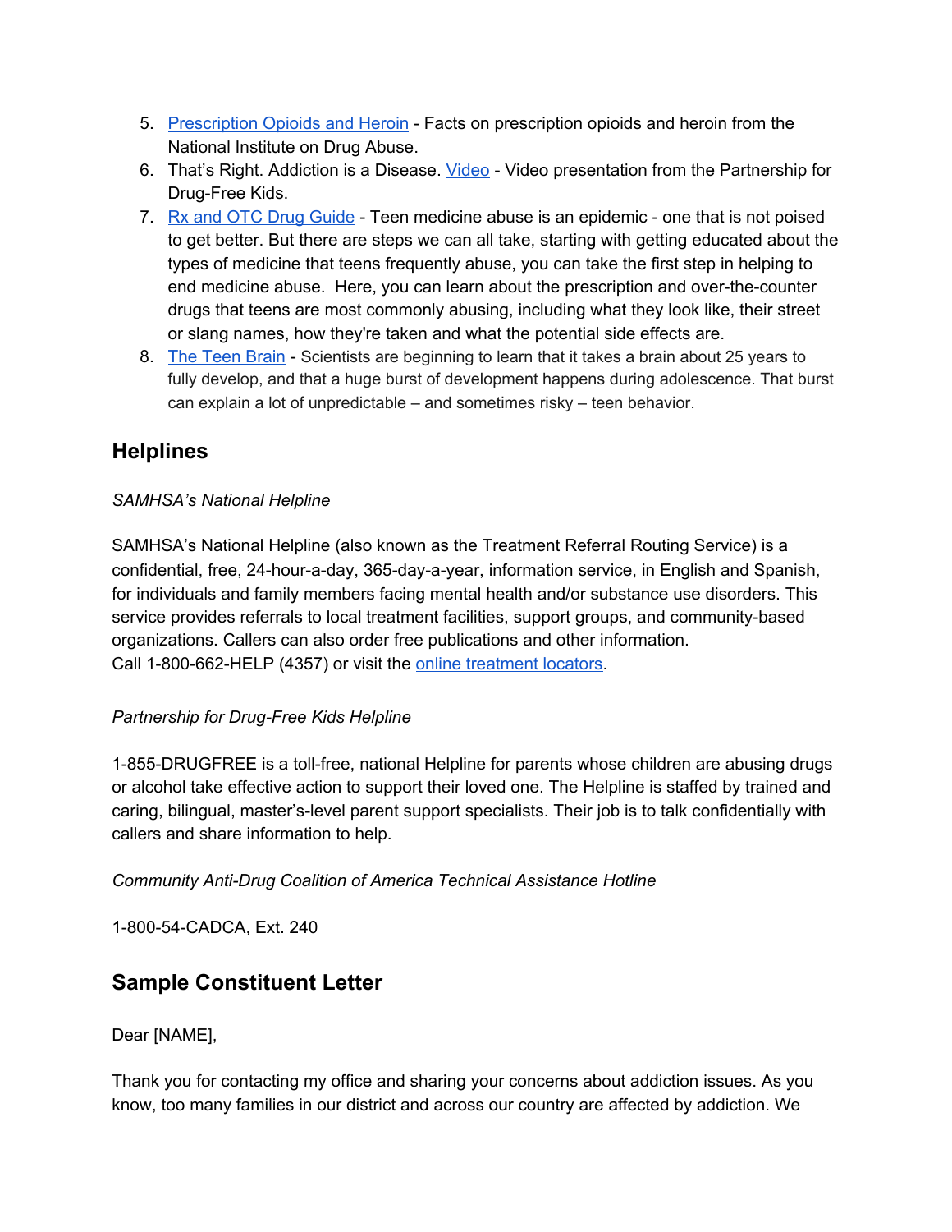5. [Prescription Opioids and Heroin]() - Facts on prescription opioids and heroin from the National Institute on Drug Abuse.
6. That's Right. Addiction is a Disease. [Video]() - Video presentation from the Partnership for Drug-Free Kids.
7. [Rx and OTC Drug Guide]() - Teen medicine abuse is an epidemic - one that is not poised to get better. But there are steps we can all take, starting with getting educated about the types of medicine that teens frequently abuse, you can take the first step in helping to end medicine abuse. Here, you can learn about the prescription and over-the-counter drugs that teens are most commonly abusing, including what they look like, their street or slang names, how they're taken and what the potential side effects are.
8. [The Teen Brain]() - Scientists are beginning to learn that it takes a brain about 25 years to fully develop, and that a huge burst of development happens during adolescence. That burst can explain a lot of unpredictable – and sometimes risky – teen behavior.

## Helplines

*SAMHSA's National Helpline*

SAMHSA's National Helpline (also known as the Treatment Referral Routing Service) is a confidential, free, 24-hour-a-day, 365-day-a-year, information service, in English and Spanish, for individuals and family members facing mental health and/or substance use disorders. This service provides referrals to local treatment facilities, support groups, and community-based organizations. Callers can also order free publications and other information.
Call 1-800-662-HELP (4357) or visit the [online treatment locators]().

*Partnership for Drug-Free Kids Helpline*

1-855-DRUGFREE is a toll-free, national Helpline for parents whose children are abusing drugs or alcohol take effective action to support their loved one. The Helpline is staffed by trained and caring, bilingual, master's-level parent support specialists. Their job is to talk confidentially with callers and share information to help.

*Community Anti-Drug Coalition of America Technical Assistance Hotline*

1-800-54-CADCA, Ext. 240

## Sample Constituent Letter

Dear [NAME],

Thank you for contacting my office and sharing your concerns about addiction issues. As you know, too many families in our district and across our country are affected by addiction. We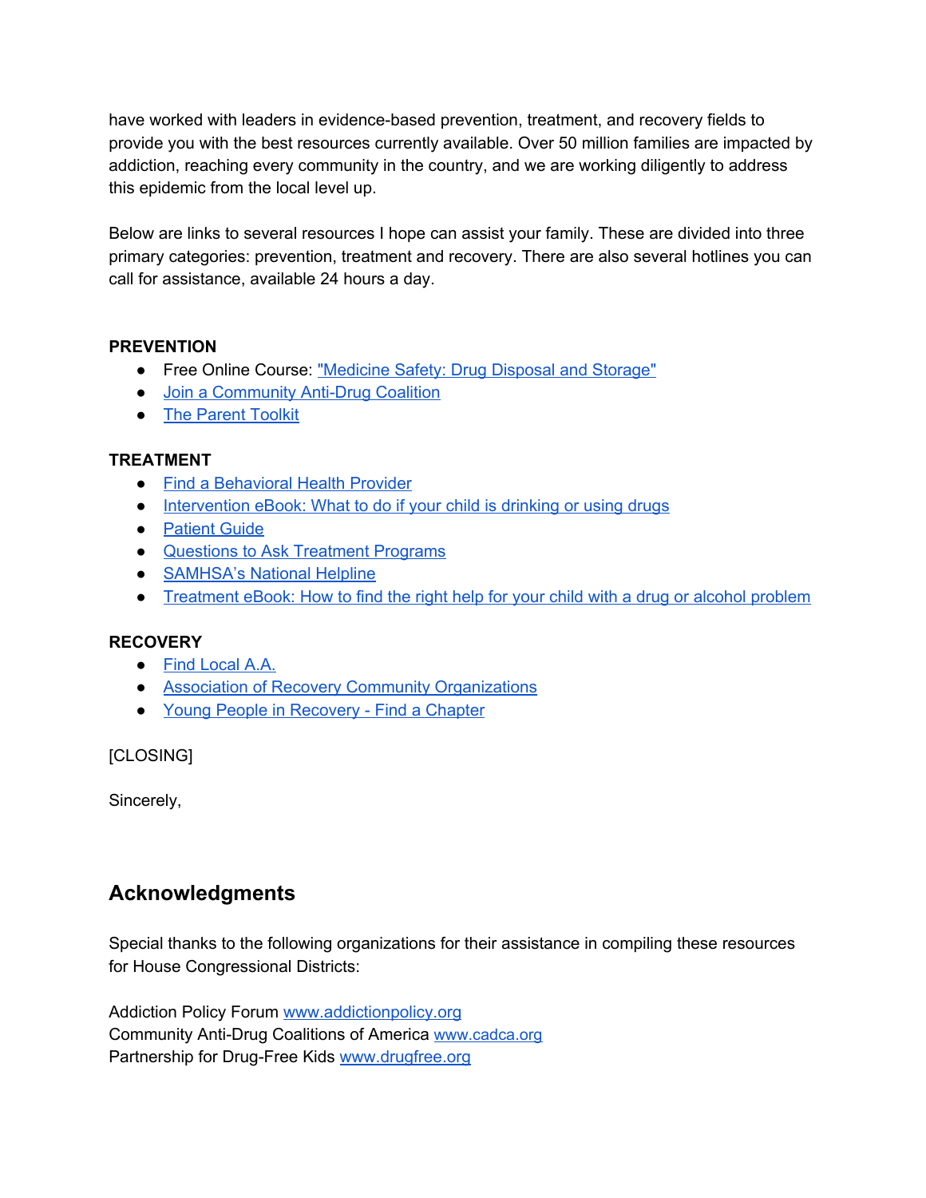have worked with leaders in evidence-based prevention, treatment, and recovery fields to provide you with the best resources currently available. Over 50 million families are impacted by addiction, reaching every community in the country, and we are working diligently to address this epidemic from the local level up.

Below are links to several resources I hope can assist your family. These are divided into three primary categories: prevention, treatment and recovery. There are also several hotlines you can call for assistance, available 24 hours a day.

**PREVENTION**

- Free Online Course: "Medicine Safety: Drug Disposal and Storage"
- Join a Community Anti-Drug Coalition
- The Parent Toolkit

**TREATMENT**

- Find a Behavioral Health Provider
- Intervention eBook: What to do if your child is drinking or using drugs
- Patient Guide
- Questions to Ask Treatment Programs
- SAMHSA's National Helpline
- Treatment eBook: How to find the right help for your child with a drug or alcohol problem

**RECOVERY**

- Find Local A.A.
- Association of Recovery Community Organizations
- Young People in Recovery - Find a Chapter

[CLOSING]

Sincerely,

## Acknowledgments

Special thanks to the following organizations for their assistance in compiling these resources for House Congressional Districts:

Addiction Policy Forum www.addictionpolicy.org
Community Anti-Drug Coalitions of America www.cadca.org
Partnership for Drug-Free Kids www.drugfree.org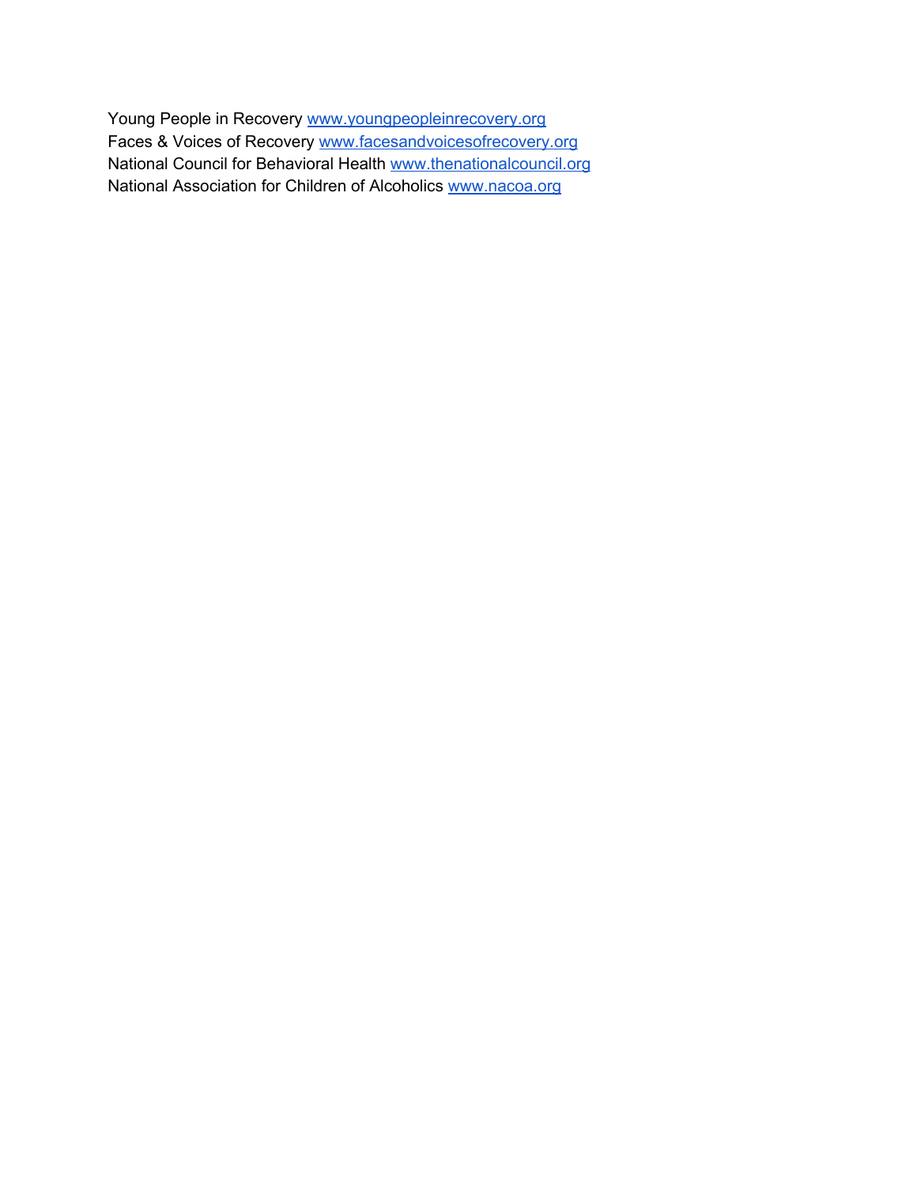Young People in Recovery www.youngpeopleinrecovery.org
Faces & Voices of Recovery www.facesandvoicesofrecovery.org
National Council for Behavioral Health www.thenationalcouncil.org
National Association for Children of Alcoholics www.nacoa.org